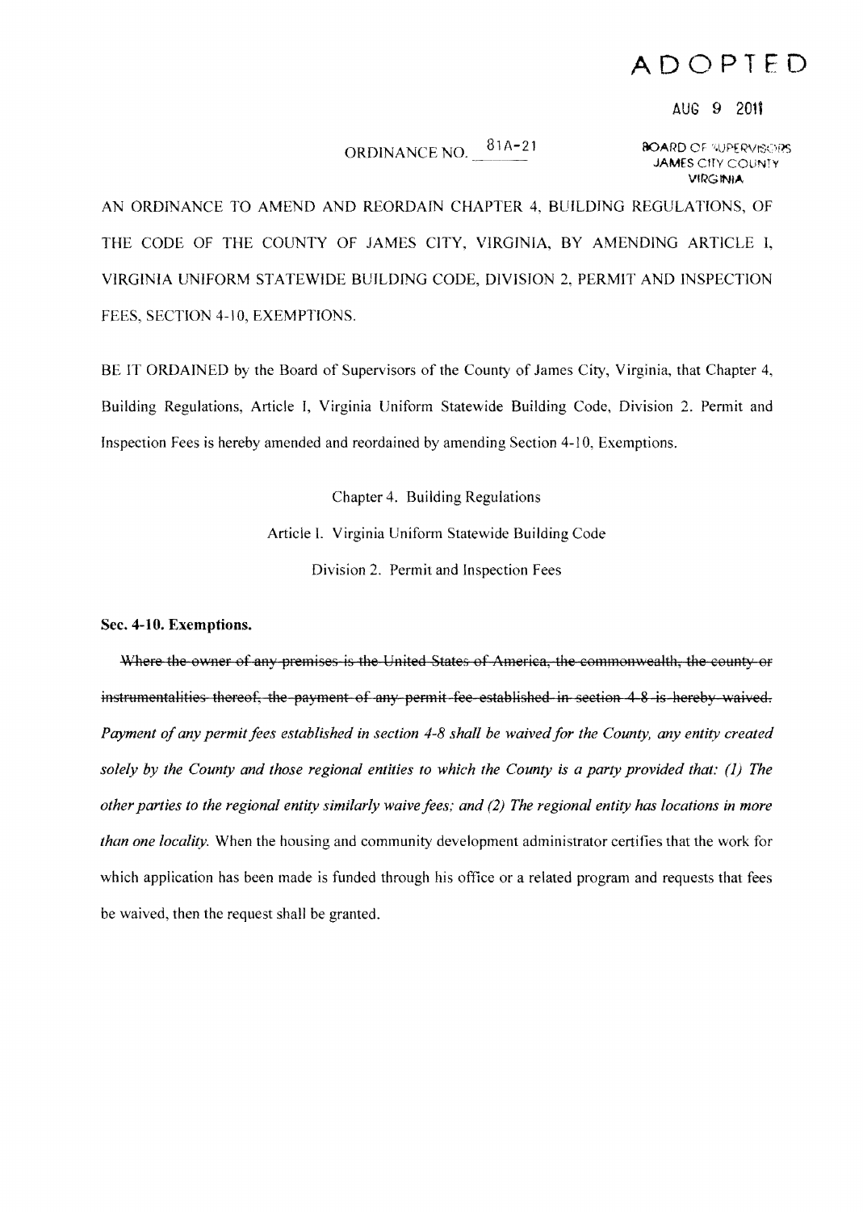# ADOPTED

AUG 9 2011

ORDINANCE NO. 81A-21

BOARD OF SUPERVISORS
JAMES CITY COUNTY
VIRGINIA

AN ORDINANCE TO AMEND AND REORDAIN CHAPTER 4, BUILDING REGULATIONS, OF THE CODE OF THE COUNTY OF JAMES CITY, VIRGINIA, BY AMENDING ARTICLE I, VIRGINIA UNIFORM STATEWIDE BUILDING CODE, DIVISION 2, PERMIT AND INSPECTION FEES, SECTION 4-10, EXEMPTIONS.

BE IT ORDAINED by the Board of Supervisors of the County of James City, Virginia, that Chapter 4, Building Regulations, Article I, Virginia Uniform Statewide Building Code, Division 2. Permit and Inspection Fees is hereby amended and reordained by amending Section 4-10, Exemptions.

Chapter 4. Building Regulations

Article I. Virginia Uniform Statewide Building Code

Division 2. Permit and Inspection Fees

**Sec. 4-10. Exemptions.**

~~Where the owner of any premises is the United States of America, the commonwealth, the county or instrumentalities thereof, the payment of any permit fee established in section 4-8 is hereby waived.~~ *Payment of any permit fees established in section 4-8 shall be waived for the County, any entity created solely by the County and those regional entities to which the County is a party provided that: (1) The other parties to the regional entity similarly waive fees; and (2) The regional entity has locations in more than one locality.* When the housing and community development administrator certifies that the work for which application has been made is funded through his office or a related program and requests that fees be waived, then the request shall be granted.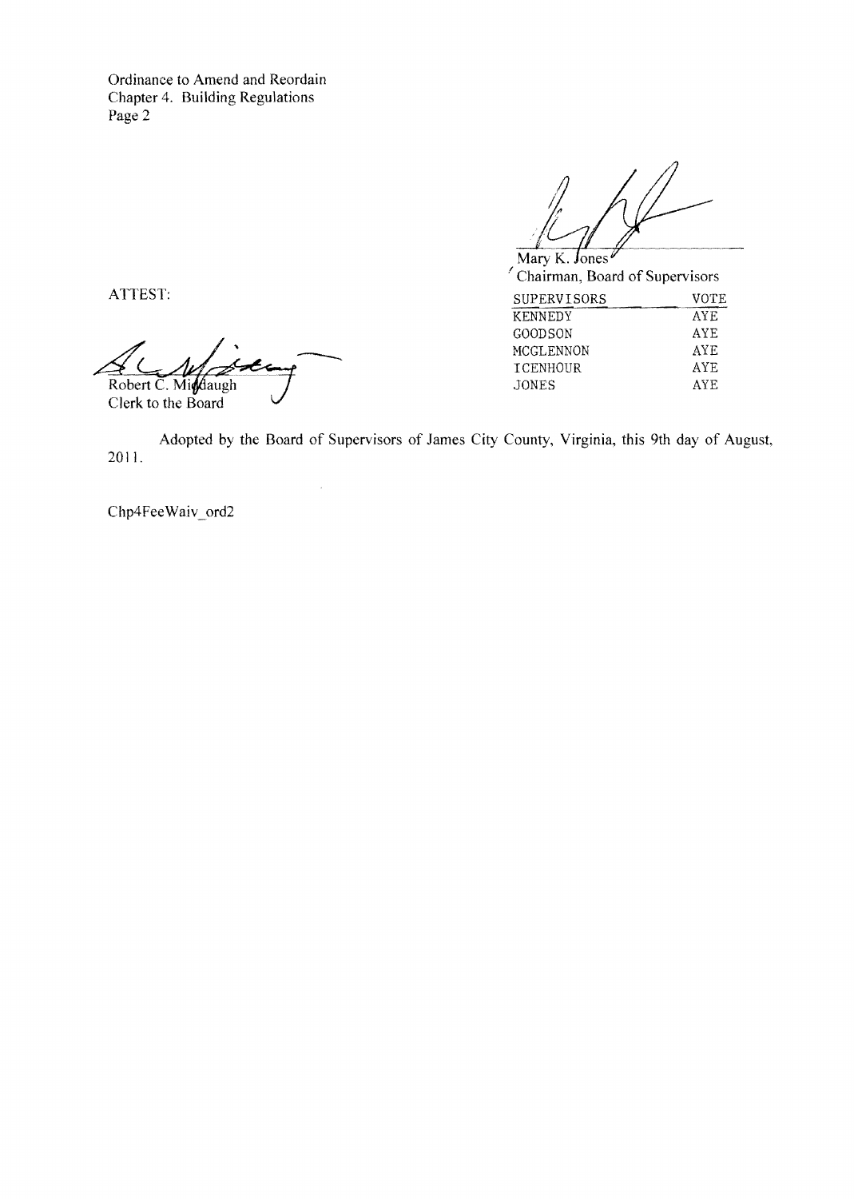Ordinance to Amend and Reordain
Chapter 4. Building Regulations
Page 2

Mary K. Jones
Chairman, Board of Supervisors

ATTEST:

| SUPERVISORS | VOTE |
| --- | --- |
| KENNEDY | AYE |
| GOODSON | AYE |
| MCGLENNON | AYE |
| ICENHOUR | AYE |
| JONES | AYE |

Robert C. Middaugh
Clerk to the Board

Adopted by the Board of Supervisors of James City County, Virginia, this 9th day of August, 2011.

Chp4FeeWaiv_ord2